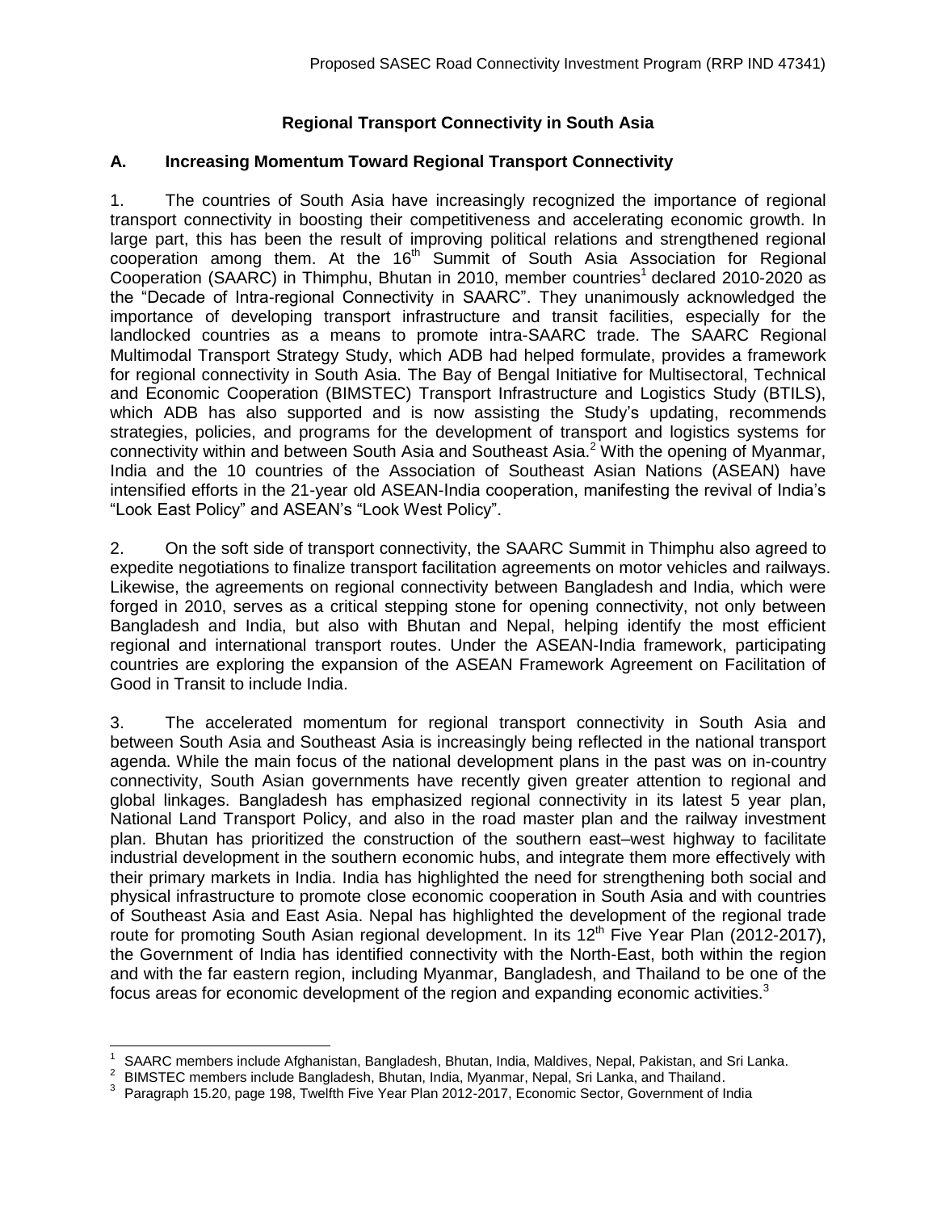## Regional Transport Connectivity in South Asia

### A. Increasing Momentum Toward Regional Transport Connectivity

1. The countries of South Asia have increasingly recognized the importance of regional transport connectivity in boosting their competitiveness and accelerating economic growth. In large part, this has been the result of improving political relations and strengthened regional cooperation among them. At the 16th Summit of South Asia Association for Regional Cooperation (SAARC) in Thimphu, Bhutan in 2010, member countries[1] declared 2010-2020 as the "Decade of Intra-regional Connectivity in SAARC". They unanimously acknowledged the importance of developing transport infrastructure and transit facilities, especially for the landlocked countries as a means to promote intra-SAARC trade. The SAARC Regional Multimodal Transport Strategy Study, which ADB had helped formulate, provides a framework for regional connectivity in South Asia. The Bay of Bengal Initiative for Multisectoral, Technical and Economic Cooperation (BIMSTEC) Transport Infrastructure and Logistics Study (BTILS), which ADB has also supported and is now assisting the Study's updating, recommends strategies, policies, and programs for the development of transport and logistics systems for connectivity within and between South Asia and Southeast Asia.[2] With the opening of Myanmar, India and the 10 countries of the Association of Southeast Asian Nations (ASEAN) have intensified efforts in the 21-year old ASEAN-India cooperation, manifesting the revival of India's "Look East Policy" and ASEAN's "Look West Policy".

2. On the soft side of transport connectivity, the SAARC Summit in Thimphu also agreed to expedite negotiations to finalize transport facilitation agreements on motor vehicles and railways. Likewise, the agreements on regional connectivity between Bangladesh and India, which were forged in 2010, serves as a critical stepping stone for opening connectivity, not only between Bangladesh and India, but also with Bhutan and Nepal, helping identify the most efficient regional and international transport routes. Under the ASEAN-India framework, participating countries are exploring the expansion of the ASEAN Framework Agreement on Facilitation of Good in Transit to include India.

3. The accelerated momentum for regional transport connectivity in South Asia and between South Asia and Southeast Asia is increasingly being reflected in the national transport agenda. While the main focus of the national development plans in the past was on in-country connectivity, South Asian governments have recently given greater attention to regional and global linkages. Bangladesh has emphasized regional connectivity in its latest 5 year plan, National Land Transport Policy, and also in the road master plan and the railway investment plan. Bhutan has prioritized the construction of the southern east–west highway to facilitate industrial development in the southern economic hubs, and integrate them more effectively with their primary markets in India. India has highlighted the need for strengthening both social and physical infrastructure to promote close economic cooperation in South Asia and with countries of Southeast Asia and East Asia. Nepal has highlighted the development of the regional trade route for promoting South Asian regional development. In its 12th Five Year Plan (2012-2017), the Government of India has identified connectivity with the North-East, both within the region and with the far eastern region, including Myanmar, Bangladesh, and Thailand to be one of the focus areas for economic development of the region and expanding economic activities.[3]

---

[1] SAARC members include Afghanistan, Bangladesh, Bhutan, India, Maldives, Nepal, Pakistan, and Sri Lanka.

[2] BIMSTEC members include Bangladesh, Bhutan, India, Myanmar, Nepal, Sri Lanka, and Thailand.

[3] Paragraph 15.20, page 198, Twelfth Five Year Plan 2012-2017, Economic Sector, Government of India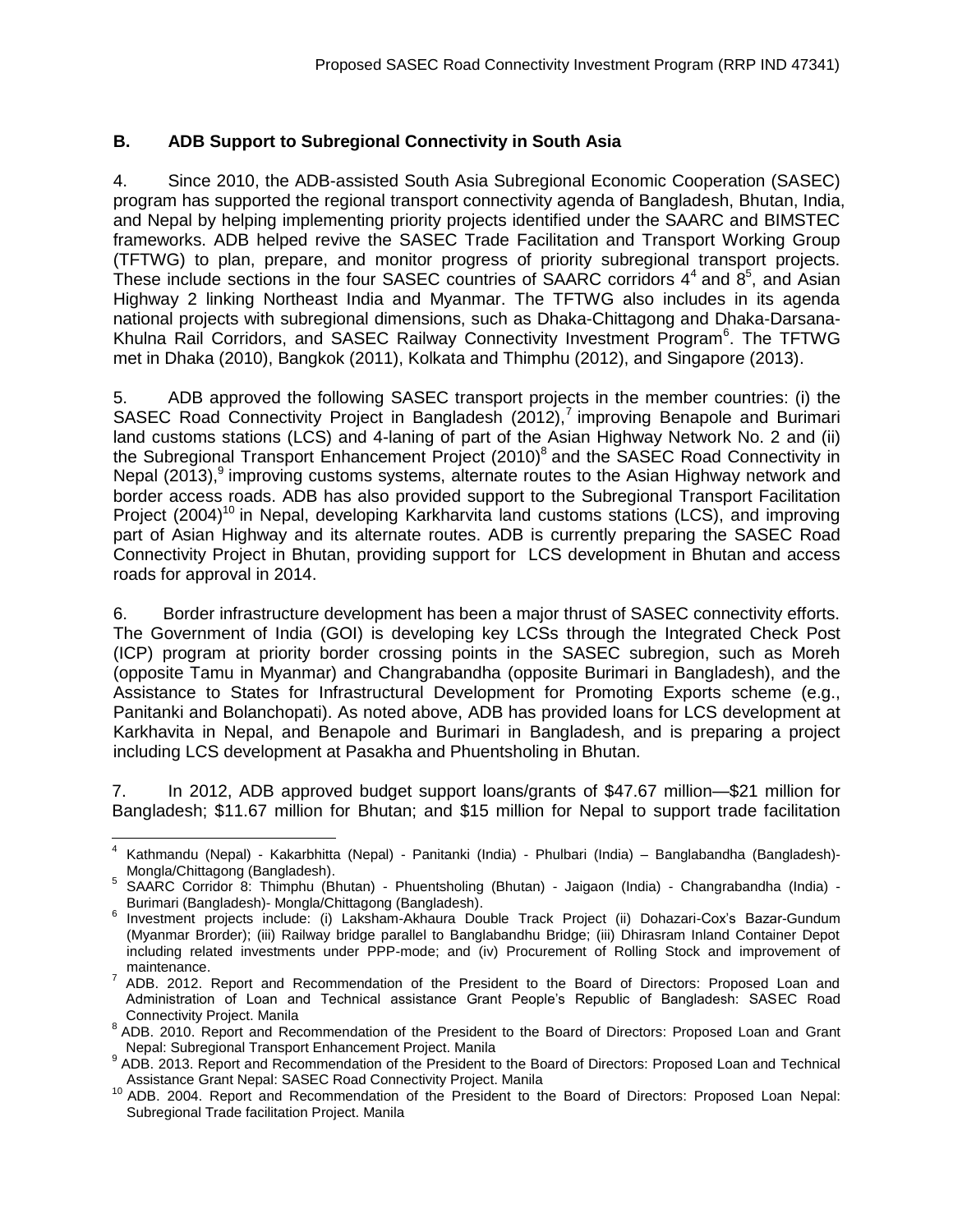## B. ADB Support to Subregional Connectivity in South Asia

4. Since 2010, the ADB-assisted South Asia Subregional Economic Cooperation (SASEC) program has supported the regional transport connectivity agenda of Bangladesh, Bhutan, India, and Nepal by helping implementing priority projects identified under the SAARC and BIMSTEC frameworks. ADB helped revive the SASEC Trade Facilitation and Transport Working Group (TFTWG) to plan, prepare, and monitor progress of priority subregional transport projects. These include sections in the four SASEC countries of SAARC corridors 4[4] and 8[5], and Asian Highway 2 linking Northeast India and Myanmar. The TFTWG also includes in its agenda national projects with subregional dimensions, such as Dhaka-Chittagong and Dhaka-Darsana-Khulna Rail Corridors, and SASEC Railway Connectivity Investment Program[6]. The TFTWG met in Dhaka (2010), Bangkok (2011), Kolkata and Thimphu (2012), and Singapore (2013).

5. ADB approved the following SASEC transport projects in the member countries: (i) the SASEC Road Connectivity Project in Bangladesh (2012),[7] improving Benapole and Burimari land customs stations (LCS) and 4-laning of part of the Asian Highway Network No. 2 and (ii) the Subregional Transport Enhancement Project (2010)[8] and the SASEC Road Connectivity in Nepal (2013),[9] improving customs systems, alternate routes to the Asian Highway network and border access roads. ADB has also provided support to the Subregional Transport Facilitation Project (2004)[10] in Nepal, developing Karkharvita land customs stations (LCS), and improving part of Asian Highway and its alternate routes. ADB is currently preparing the SASEC Road Connectivity Project in Bhutan, providing support for LCS development in Bhutan and access roads for approval in 2014.

6. Border infrastructure development has been a major thrust of SASEC connectivity efforts. The Government of India (GOI) is developing key LCSs through the Integrated Check Post (ICP) program at priority border crossing points in the SASEC subregion, such as Moreh (opposite Tamu in Myanmar) and Changrabandha (opposite Burimari in Bangladesh), and the Assistance to States for Infrastructural Development for Promoting Exports scheme (e.g., Panitanki and Bolanchopati). As noted above, ADB has provided loans for LCS development at Karkhavita in Nepal, and Benapole and Burimari in Bangladesh, and is preparing a project including LCS development at Pasakha and Phuentsholing in Bhutan.

7. In 2012, ADB approved budget support loans/grants of \$47.67 million—\$21 million for Bangladesh; \$11.67 million for Bhutan; and \$15 million for Nepal to support trade facilitation

---

[4] Kathmandu (Nepal) - Kakarbhitta (Nepal) - Panitanki (India) - Phulbari (India) – Banglabandha (Bangladesh)- Mongla/Chittagong (Bangladesh).

[5] SAARC Corridor 8: Thimphu (Bhutan) - Phuentsholing (Bhutan) - Jaigaon (India) - Changrabandha (India) - Burimari (Bangladesh)- Mongla/Chittagong (Bangladesh).

[6] Investment projects include: (i) Laksham-Akhaura Double Track Project (ii) Dohazari-Cox's Bazar-Gundum (Myanmar Brorder); (iii) Railway bridge parallel to Banglabandhu Bridge; (iii) Dhirasram Inland Container Depot including related investments under PPP-mode; and (iv) Procurement of Rolling Stock and improvement of maintenance.

[7] ADB. 2012. Report and Recommendation of the President to the Board of Directors: Proposed Loan and Administration of Loan and Technical assistance Grant People's Republic of Bangladesh: SASEC Road Connectivity Project. Manila

[8] ADB. 2010. Report and Recommendation of the President to the Board of Directors: Proposed Loan and Grant Nepal: Subregional Transport Enhancement Project. Manila

[9] ADB. 2013. Report and Recommendation of the President to the Board of Directors: Proposed Loan and Technical Assistance Grant Nepal: SASEC Road Connectivity Project. Manila

[10] ADB. 2004. Report and Recommendation of the President to the Board of Directors: Proposed Loan Nepal: Subregional Trade facilitation Project. Manila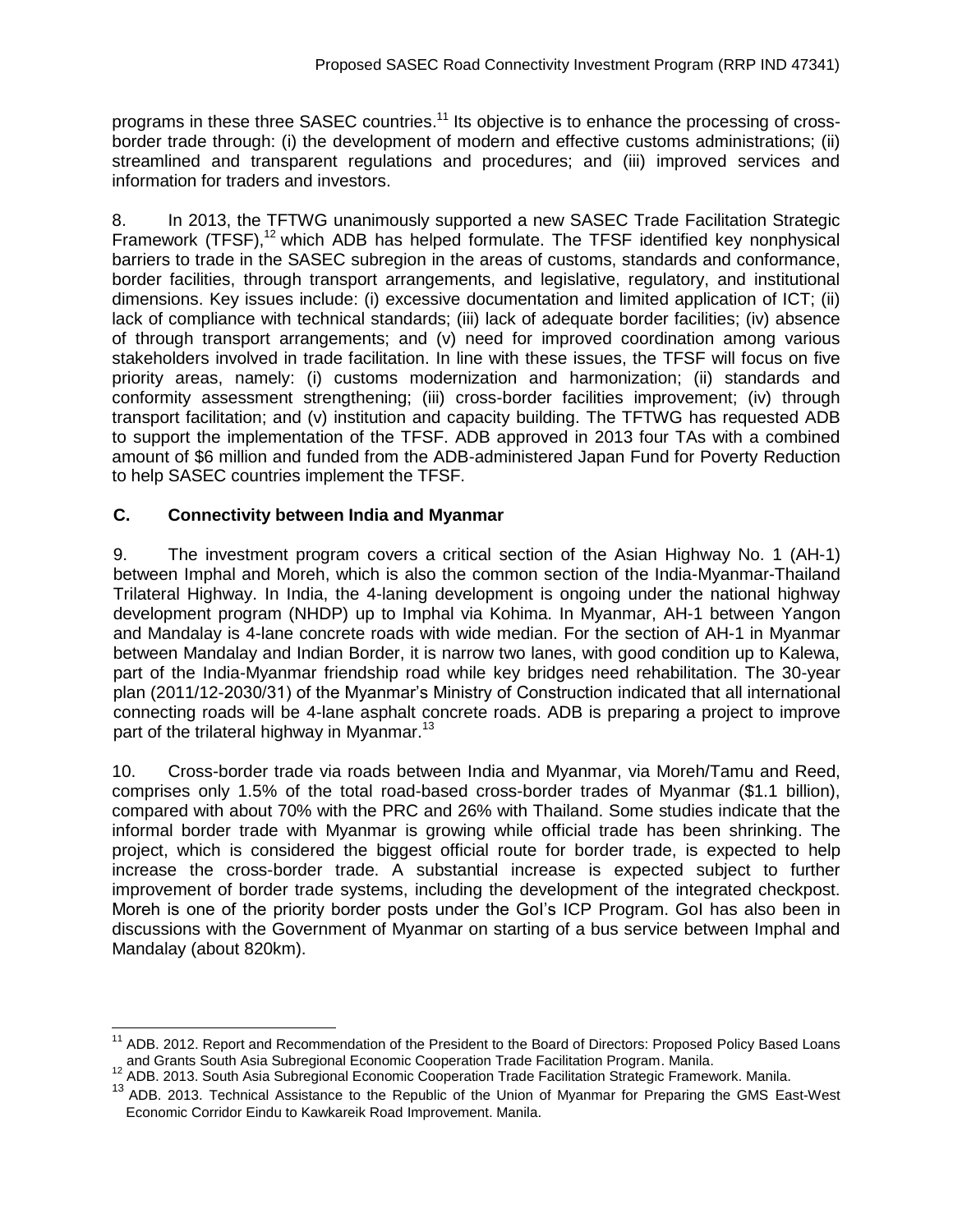programs in these three SASEC countries.[11] Its objective is to enhance the processing of cross-border trade through: (i) the development of modern and effective customs administrations; (ii) streamlined and transparent regulations and procedures; and (iii) improved services and information for traders and investors.

8. In 2013, the TFTWG unanimously supported a new SASEC Trade Facilitation Strategic Framework (TFSF),[12] which ADB has helped formulate. The TFSF identified key nonphysical barriers to trade in the SASEC subregion in the areas of customs, standards and conformance, border facilities, through transport arrangements, and legislative, regulatory, and institutional dimensions. Key issues include: (i) excessive documentation and limited application of ICT; (ii) lack of compliance with technical standards; (iii) lack of adequate border facilities; (iv) absence of through transport arrangements; and (v) need for improved coordination among various stakeholders involved in trade facilitation. In line with these issues, the TFSF will focus on five priority areas, namely: (i) customs modernization and harmonization; (ii) standards and conformity assessment strengthening; (iii) cross-border facilities improvement; (iv) through transport facilitation; and (v) institution and capacity building. The TFTWG has requested ADB to support the implementation of the TFSF. ADB approved in 2013 four TAs with a combined amount of $6 million and funded from the ADB-administered Japan Fund for Poverty Reduction to help SASEC countries implement the TFSF.

### C. Connectivity between India and Myanmar

9. The investment program covers a critical section of the Asian Highway No. 1 (AH-1) between Imphal and Moreh, which is also the common section of the India-Myanmar-Thailand Trilateral Highway. In India, the 4-laning development is ongoing under the national highway development program (NHDP) up to Imphal via Kohima. In Myanmar, AH-1 between Yangon and Mandalay is 4-lane concrete roads with wide median. For the section of AH-1 in Myanmar between Mandalay and Indian Border, it is narrow two lanes, with good condition up to Kalewa, part of the India-Myanmar friendship road while key bridges need rehabilitation. The 30-year plan (2011/12-2030/31) of the Myanmar's Ministry of Construction indicated that all international connecting roads will be 4-lane asphalt concrete roads. ADB is preparing a project to improve part of the trilateral highway in Myanmar.[13]

10. Cross-border trade via roads between India and Myanmar, via Moreh/Tamu and Reed, comprises only 1.5% of the total road-based cross-border trades of Myanmar ($1.1 billion), compared with about 70% with the PRC and 26% with Thailand. Some studies indicate that the informal border trade with Myanmar is growing while official trade has been shrinking. The project, which is considered the biggest official route for border trade, is expected to help increase the cross-border trade. A substantial increase is expected subject to further improvement of border trade systems, including the development of the integrated checkpost. Moreh is one of the priority border posts under the GoI's ICP Program. GoI has also been in discussions with the Government of Myanmar on starting of a bus service between Imphal and Mandalay (about 820km).

---

[11] ADB. 2012. Report and Recommendation of the President to the Board of Directors: Proposed Policy Based Loans and Grants South Asia Subregional Economic Cooperation Trade Facilitation Program. Manila.

[12] ADB. 2013. South Asia Subregional Economic Cooperation Trade Facilitation Strategic Framework. Manila.

[13] ADB. 2013. Technical Assistance to the Republic of the Union of Myanmar for Preparing the GMS East-West Economic Corridor Eindu to Kawkareik Road Improvement. Manila.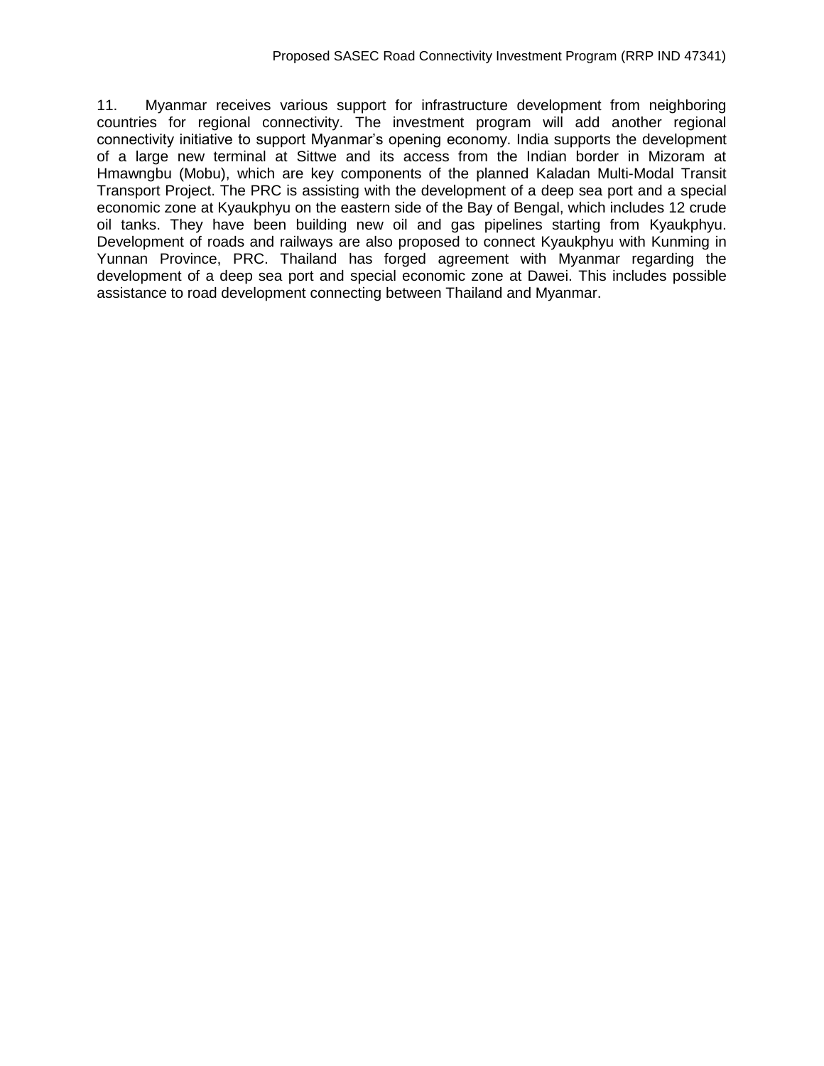11. Myanmar receives various support for infrastructure development from neighboring countries for regional connectivity. The investment program will add another regional connectivity initiative to support Myanmar's opening economy. India supports the development of a large new terminal at Sittwe and its access from the Indian border in Mizoram at Hmawngbu (Mobu), which are key components of the planned Kaladan Multi-Modal Transit Transport Project. The PRC is assisting with the development of a deep sea port and a special economic zone at Kyaukphyu on the eastern side of the Bay of Bengal, which includes 12 crude oil tanks. They have been building new oil and gas pipelines starting from Kyaukphyu. Development of roads and railways are also proposed to connect Kyaukphyu with Kunming in Yunnan Province, PRC. Thailand has forged agreement with Myanmar regarding the development of a deep sea port and special economic zone at Dawei. This includes possible assistance to road development connecting between Thailand and Myanmar.